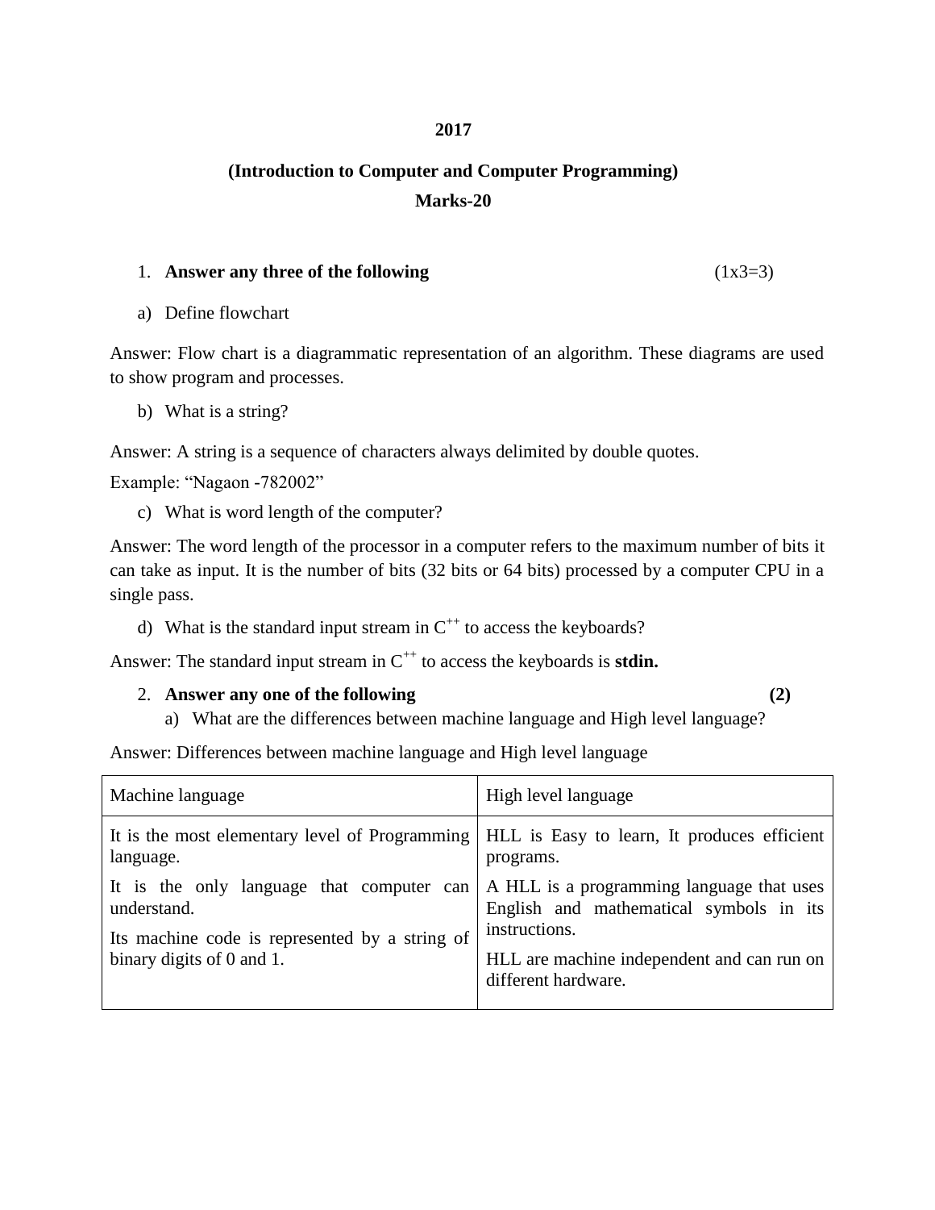**2017**

**(Introduction to Computer and Computer Programming)**

**Marks-20**

1. **Answer any three of the following** (1x3=3)

a) Define flowchart

Answer: Flow chart is a diagrammatic representation of an algorithm. These diagrams are used to show program and processes.

b) What is a string?

Answer: A string is a sequence of characters always delimited by double quotes.

Example: "Nagaon -782002"

c) What is word length of the computer?

Answer: The word length of the processor in a computer refers to the maximum number of bits it can take as input. It is the number of bits (32 bits or 64 bits) processed by a computer CPU in a single pass.

d) What is the standard input stream in $C^{++}$ to access the keyboards?

Answer: The standard input stream in $C^{++}$ to access the keyboards is **stdin.**

2. **Answer any one of the following** **(2)**

a) What are the differences between machine language and High level language?

Answer: Differences between machine language and High level language

| Machine language | High level language |
|---|---|
| It is the most elementary level of Programming language.<br>It is the only language that computer can understand.<br>Its machine code is represented by a string of binary digits of 0 and 1. | HLL is Easy to learn, It produces efficient programs.<br>A HLL is a programming language that uses English and mathematical symbols in its instructions.<br>HLL are machine independent and can run on different hardware. |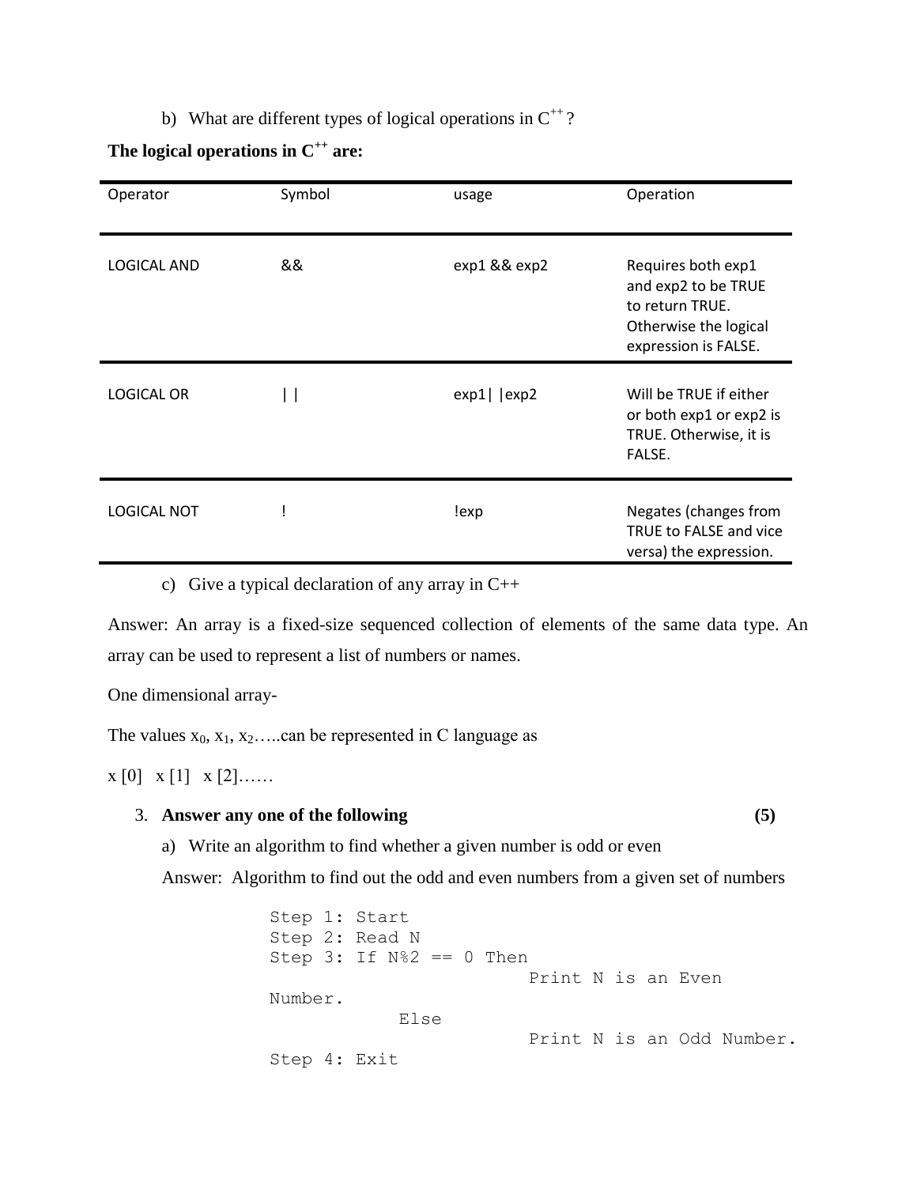b) What are different types of logical operations in $C^{++}$?

**The logical operations in $C^{++}$ are:**

| Operator | Symbol | usage | Operation |
| --- | --- | --- | --- |
| LOGICAL AND | && | exp1 && exp2 | Requires both exp1 and exp2 to be TRUE to return TRUE. Otherwise the logical expression is FALSE. |
| LOGICAL OR | \| \| | exp1\| \|exp2 | Will be TRUE if either or both exp1 or exp2 is TRUE. Otherwise, it is FALSE. |
| LOGICAL NOT | ! | !exp | Negates (changes from TRUE to FALSE and vice versa) the expression. |

c) Give a typical declaration of any array in C++

Answer: An array is a fixed-size sequenced collection of elements of the same data type. An array can be used to represent a list of numbers or names.

One dimensional array-

The values $x_0$, $x_1$, $x_2$…..can be represented in C language as

x [0]   x [1]   x [2]……

3. **Answer any one of the following** **(5)**

a) Write an algorithm to find whether a given number is odd or even

Answer: Algorithm to find out the odd and even numbers from a given set of numbers

```
Step 1: Start
Step 2: Read N
Step 3: If N%2 == 0 Then
                        Print N is an Even
Number.
          Else
                        Print N is an Odd Number.
Step 4: Exit
```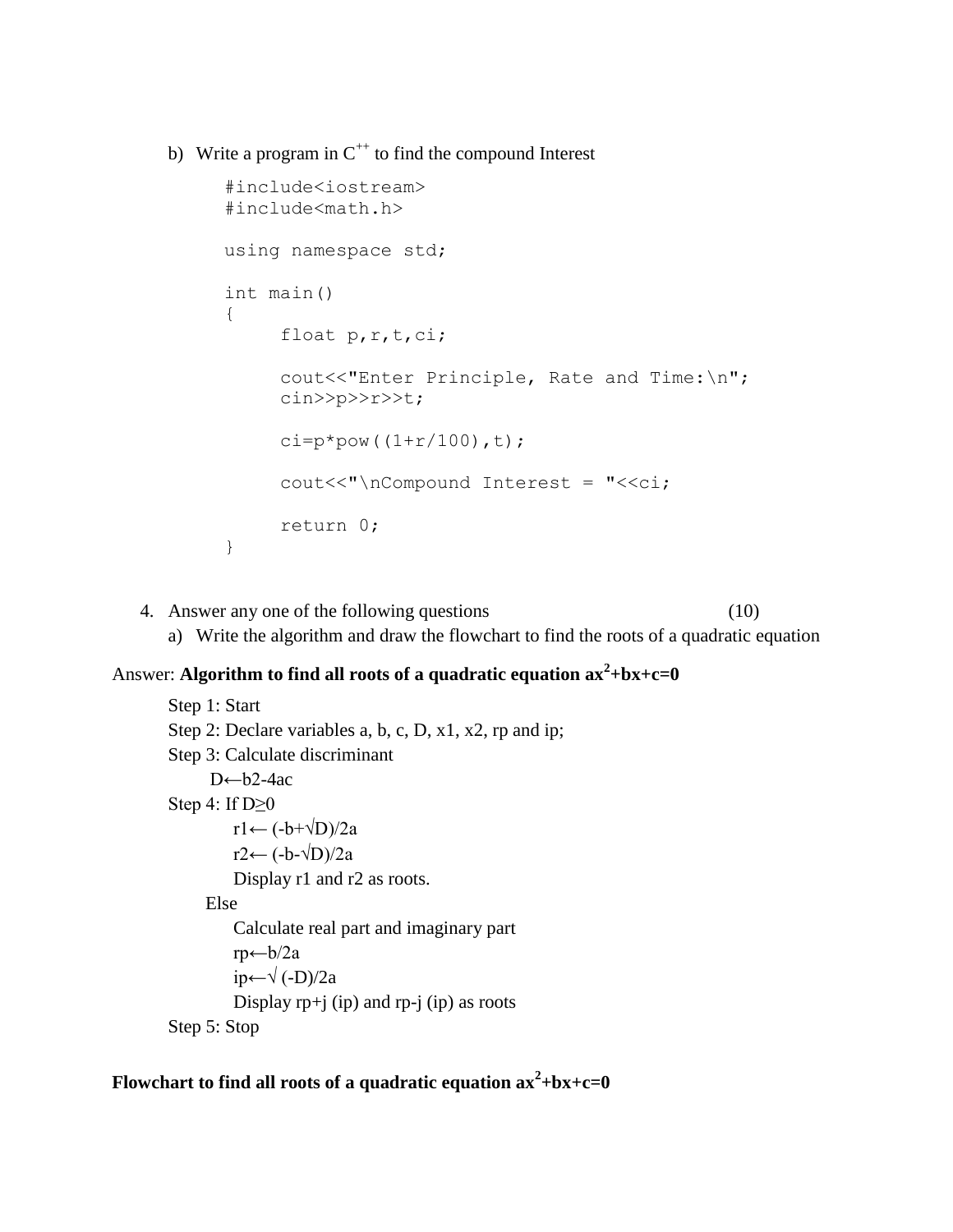b) Write a program in $C^{++}$ to find the compound Interest

```
#include<iostream>
#include<math.h>

using namespace std;

int main()
{
     float p,r,t,ci;

     cout<<"Enter Principle, Rate and Time:\n";
     cin>>p>>r>>t;

     ci=p*pow((1+r/100),t);

     cout<<"\nCompound Interest = "<<ci;

     return 0;
}
```

4. Answer any one of the following questions (10)

a) Write the algorithm and draw the flowchart to find the roots of a quadratic equation

Answer: **Algorithm to find all roots of a quadratic equation $ax^2+bx+c=0$**

Step 1: Start

Step 2: Declare variables a, b, c, D, x1, x2, rp and ip;

Step 3: Calculate discriminant

  D←b2-4ac

Step 4: If D≥0

  r1← (-b+√D)/2a

  r2← (-b-√D)/2a

  Display r1 and r2 as roots.

 Else

  Calculate real part and imaginary part

  rp←b/2a

  ip←√ (-D)/2a

  Display rp+j (ip) and rp-j (ip) as roots

Step 5: Stop

**Flowchart to find all roots of a quadratic equation $ax^2+bx+c=0$**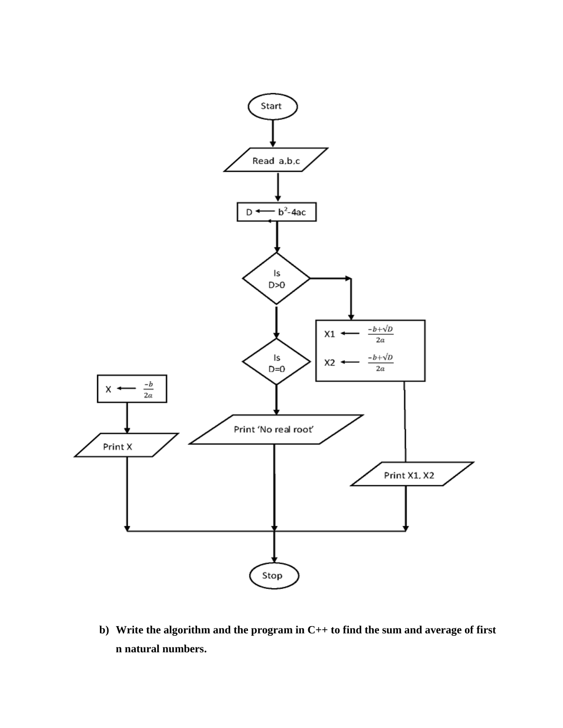Start

Read a,b,c

D ← $b^2$-4ac

Is D>0

$X1 \leftarrow \frac{-b+\sqrt{D}}{2a}$

$X2 \leftarrow \frac{-b+\sqrt{D}}{2a}$

Print X1, X2

Is D=0

$X \leftarrow \frac{-b}{2a}$

Print X

Print 'No real root'

Stop

**b) Write the algorithm and the program in C++ to find the sum and average of first n natural numbers.**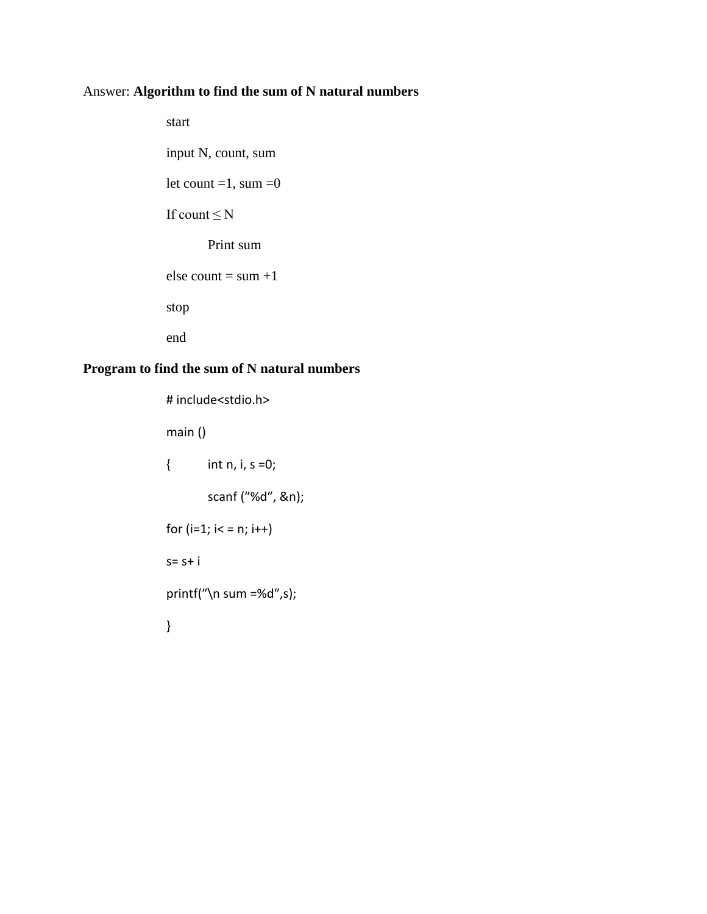Answer: **Algorithm to find the sum of N natural numbers**

start

input N, count, sum

let count =1, sum =0

If count ≤ N

Print sum

else count = sum +1

stop

end

**Program to find the sum of N natural numbers**

```
# include<stdio.h>
main ()
{       int n, i, s =0;
        scanf (”%d”, &n);
for (i=1; i< = n; i++)
s= s+ i
printf(”\n sum =%d”,s);
}
```